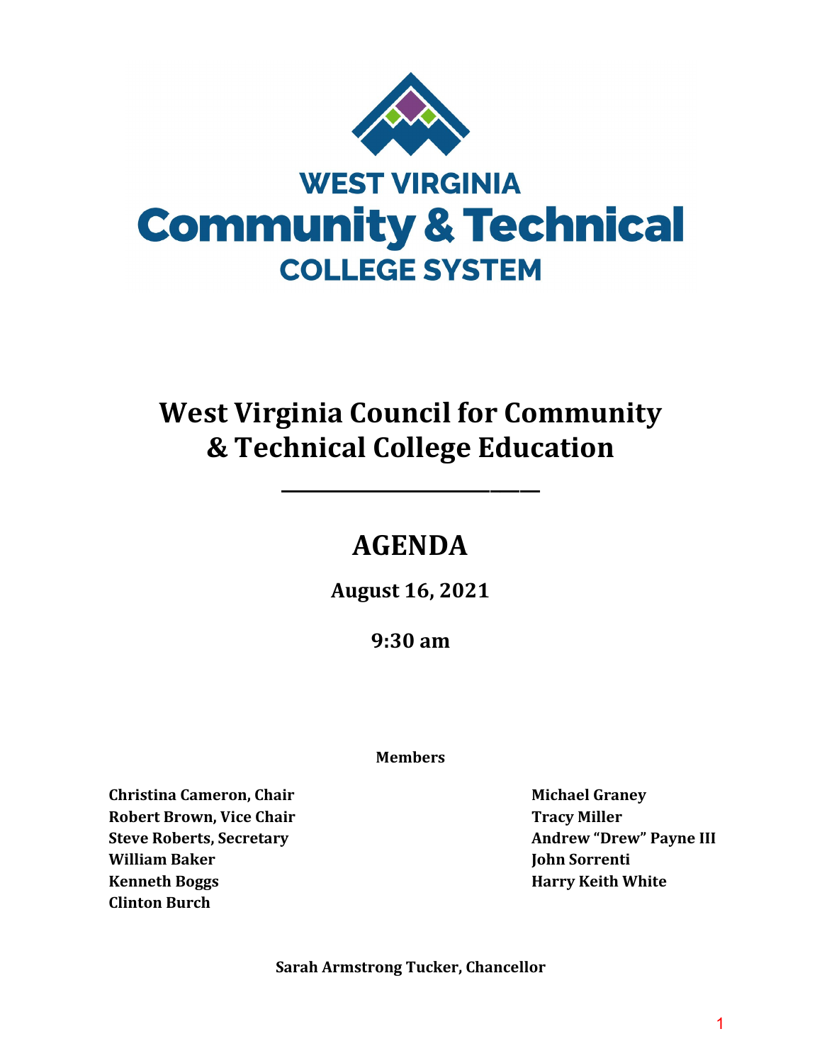WEST VIRGINIA
Community & Technical
COLLEGE SYSTEM

# West Virginia Council for Community & Technical College Education

---

# AGENDA

**August 16, 2021**

**9:30 am**

**Members**

**Christina Cameron, Chair**
**Robert Brown, Vice Chair**
**Steve Roberts, Secretary**
**William Baker**
**Kenneth Boggs**
**Clinton Burch**
**Michael Graney**
**Tracy Miller**
**Andrew "Drew" Payne III**
**John Sorrenti**
**Harry Keith White**

**Sarah Armstrong Tucker, Chancellor**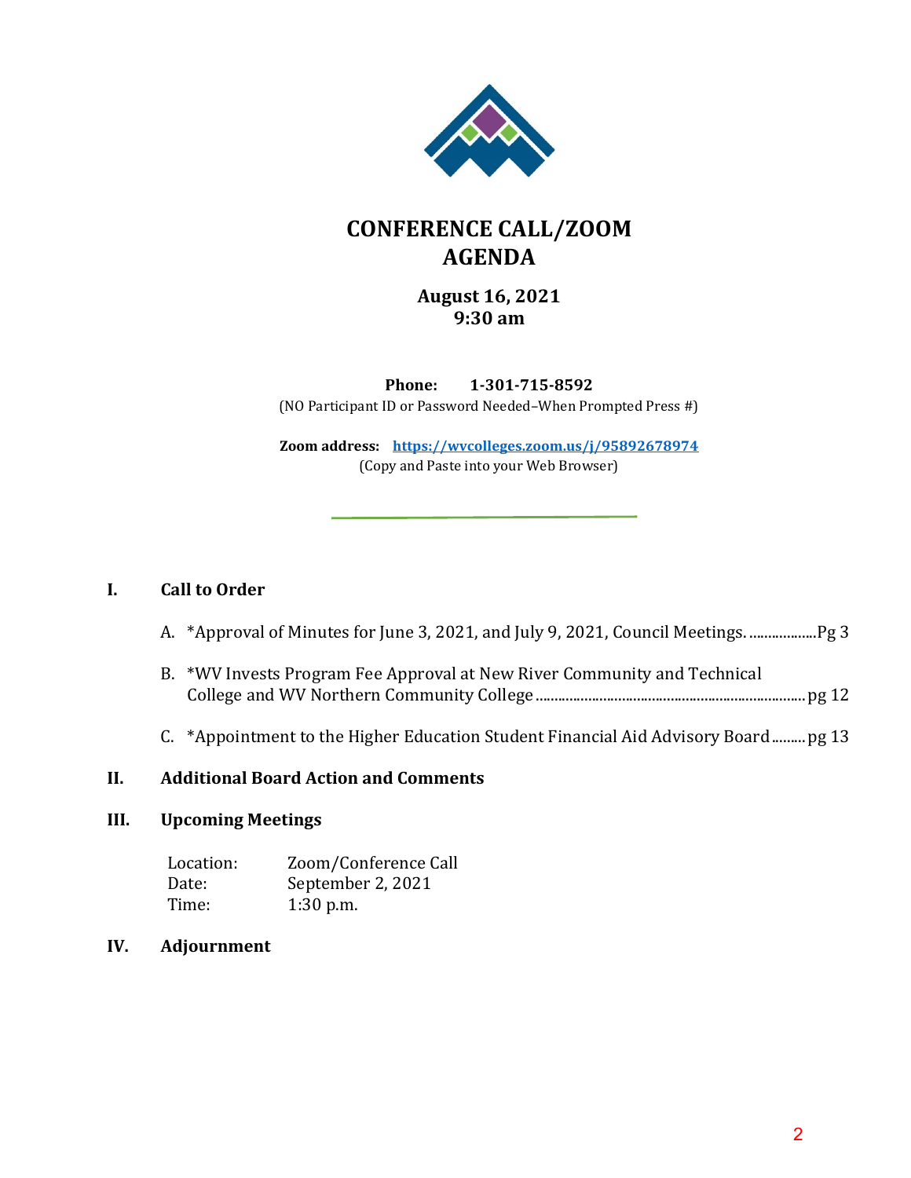# CONFERENCE CALL/ZOOM AGENDA

**August 16, 2021**
**9:30 am**

**Phone:** **1-301-715-8592**
(NO Participant ID or Password Needed–When Prompted Press #)

**Zoom address:** **https://wvcolleges.zoom.us/j/95892678974**
(Copy and Paste into your Web Browser)

---

## I. Call to Order

A. *Approval of Minutes for June 3, 2021, and July 9, 2021, Council Meetings. ..................Pg 3

B. *WV Invests Program Fee Approval at New River Community and Technical College and WV Northern Community College ........................................................................ pg 12

C. *Appointment to the Higher Education Student Financial Aid Advisory Board......... pg 13

## II. Additional Board Action and Comments

## III. Upcoming Meetings

Location: Zoom/Conference Call
Date: September 2, 2021
Time: 1:30 p.m.

## IV. Adjournment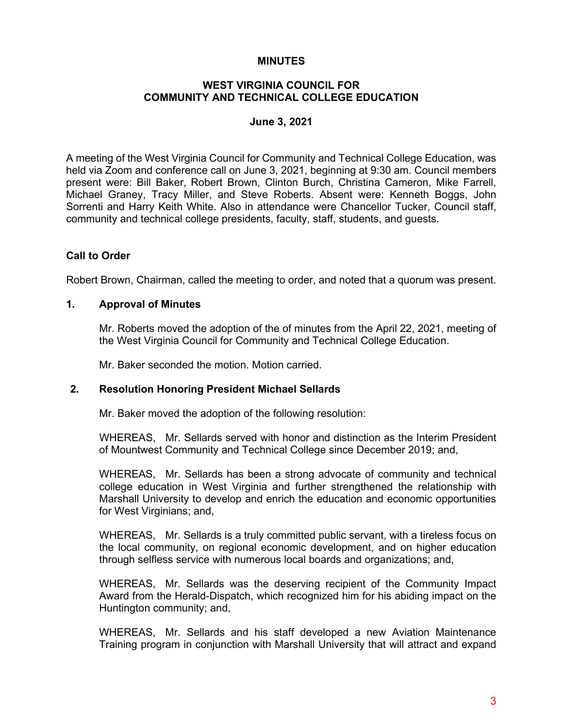**MINUTES**

**WEST VIRGINIA COUNCIL FOR COMMUNITY AND TECHNICAL COLLEGE EDUCATION**

**June 3, 2021**

A meeting of the West Virginia Council for Community and Technical College Education, was held via Zoom and conference call on June 3, 2021, beginning at 9:30 am. Council members present were: Bill Baker, Robert Brown, Clinton Burch, Christina Cameron, Mike Farrell, Michael Graney, Tracy Miller, and Steve Roberts. Absent were: Kenneth Boggs, John Sorrenti and Harry Keith White. Also in attendance were Chancellor Tucker, Council staff, community and technical college presidents, faculty, staff, students, and guests.

**Call to Order**

Robert Brown, Chairman, called the meeting to order, and noted that a quorum was present.

**1. Approval of Minutes**

Mr. Roberts moved the adoption of the of minutes from the April 22, 2021, meeting of the West Virginia Council for Community and Technical College Education.

Mr. Baker seconded the motion. Motion carried.

**2. Resolution Honoring President Michael Sellards**

Mr. Baker moved the adoption of the following resolution:

WHEREAS, Mr. Sellards served with honor and distinction as the Interim President of Mountwest Community and Technical College since December 2019; and,

WHEREAS, Mr. Sellards has been a strong advocate of community and technical college education in West Virginia and further strengthened the relationship with Marshall University to develop and enrich the education and economic opportunities for West Virginians; and,

WHEREAS, Mr. Sellards is a truly committed public servant, with a tireless focus on the local community, on regional economic development, and on higher education through selfless service with numerous local boards and organizations; and,

WHEREAS, Mr. Sellards was the deserving recipient of the Community Impact Award from the Herald-Dispatch, which recognized him for his abiding impact on the Huntington community; and,

WHEREAS, Mr. Sellards and his staff developed a new Aviation Maintenance Training program in conjunction with Marshall University that will attract and expand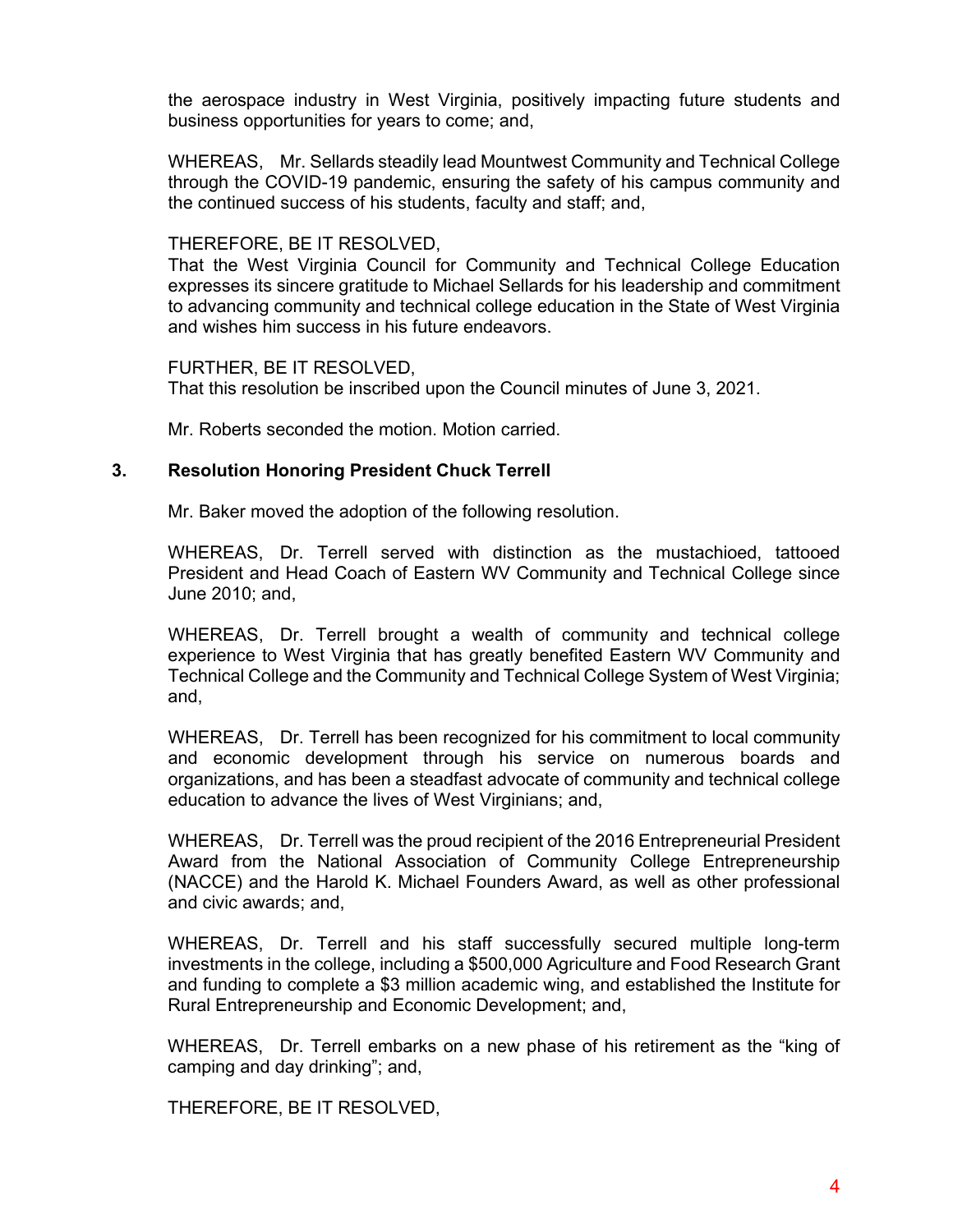the aerospace industry in West Virginia, positively impacting future students and business opportunities for years to come; and,

WHEREAS, Mr. Sellards steadily lead Mountwest Community and Technical College through the COVID-19 pandemic, ensuring the safety of his campus community and the continued success of his students, faculty and staff; and,

THEREFORE, BE IT RESOLVED,
That the West Virginia Council for Community and Technical College Education expresses its sincere gratitude to Michael Sellards for his leadership and commitment to advancing community and technical college education in the State of West Virginia and wishes him success in his future endeavors.

FURTHER, BE IT RESOLVED,
That this resolution be inscribed upon the Council minutes of June 3, 2021.

Mr. Roberts seconded the motion. Motion carried.

**3. Resolution Honoring President Chuck Terrell**

Mr. Baker moved the adoption of the following resolution.

WHEREAS, Dr. Terrell served with distinction as the mustachioed, tattooed President and Head Coach of Eastern WV Community and Technical College since June 2010; and,

WHEREAS, Dr. Terrell brought a wealth of community and technical college experience to West Virginia that has greatly benefited Eastern WV Community and Technical College and the Community and Technical College System of West Virginia; and,

WHEREAS, Dr. Terrell has been recognized for his commitment to local community and economic development through his service on numerous boards and organizations, and has been a steadfast advocate of community and technical college education to advance the lives of West Virginians; and,

WHEREAS, Dr. Terrell was the proud recipient of the 2016 Entrepreneurial President Award from the National Association of Community College Entrepreneurship (NACCE) and the Harold K. Michael Founders Award, as well as other professional and civic awards; and,

WHEREAS, Dr. Terrell and his staff successfully secured multiple long-term investments in the college, including a $500,000 Agriculture and Food Research Grant and funding to complete a $3 million academic wing, and established the Institute for Rural Entrepreneurship and Economic Development; and,

WHEREAS, Dr. Terrell embarks on a new phase of his retirement as the "king of camping and day drinking"; and,

THEREFORE, BE IT RESOLVED,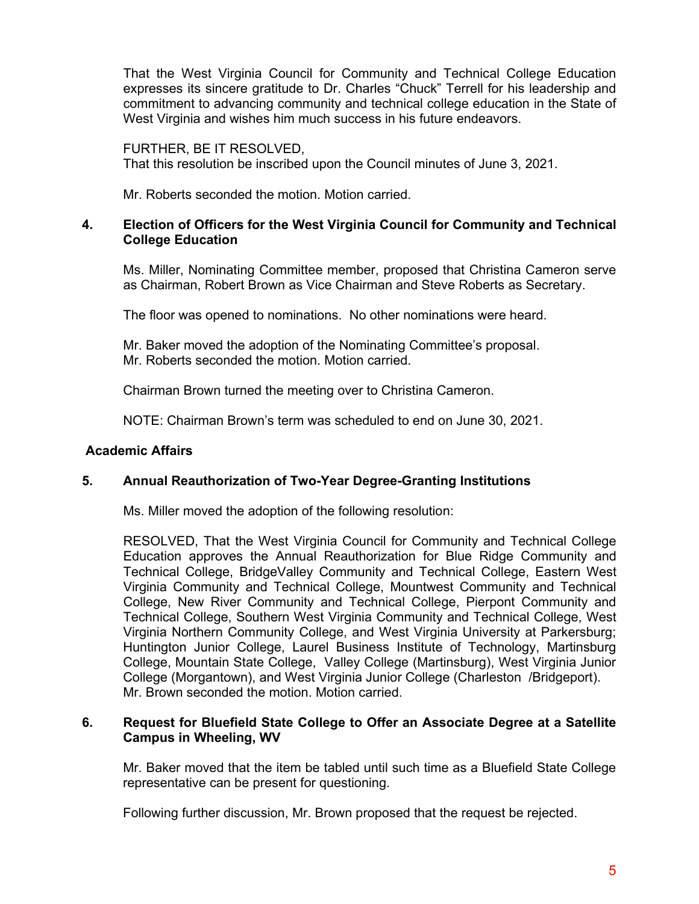That the West Virginia Council for Community and Technical College Education expresses its sincere gratitude to Dr. Charles "Chuck" Terrell for his leadership and commitment to advancing community and technical college education in the State of West Virginia and wishes him much success in his future endeavors.

FURTHER, BE IT RESOLVED,
That this resolution be inscribed upon the Council minutes of June 3, 2021.

Mr. Roberts seconded the motion. Motion carried.

**4. Election of Officers for the West Virginia Council for Community and Technical College Education**

Ms. Miller, Nominating Committee member, proposed that Christina Cameron serve as Chairman, Robert Brown as Vice Chairman and Steve Roberts as Secretary.

The floor was opened to nominations. No other nominations were heard.

Mr. Baker moved the adoption of the Nominating Committee's proposal.
Mr. Roberts seconded the motion. Motion carried.

Chairman Brown turned the meeting over to Christina Cameron.

NOTE: Chairman Brown's term was scheduled to end on June 30, 2021.

**Academic Affairs**

**5. Annual Reauthorization of Two-Year Degree-Granting Institutions**

Ms. Miller moved the adoption of the following resolution:

RESOLVED, That the West Virginia Council for Community and Technical College Education approves the Annual Reauthorization for Blue Ridge Community and Technical College, BridgeValley Community and Technical College, Eastern West Virginia Community and Technical College, Mountwest Community and Technical College, New River Community and Technical College, Pierpont Community and Technical College, Southern West Virginia Community and Technical College, West Virginia Northern Community College, and West Virginia University at Parkersburg; Huntington Junior College, Laurel Business Institute of Technology, Martinsburg College, Mountain State College, Valley College (Martinsburg), West Virginia Junior College (Morgantown), and West Virginia Junior College (Charleston /Bridgeport).
Mr. Brown seconded the motion. Motion carried.

**6. Request for Bluefield State College to Offer an Associate Degree at a Satellite Campus in Wheeling, WV**

Mr. Baker moved that the item be tabled until such time as a Bluefield State College representative can be present for questioning.

Following further discussion, Mr. Brown proposed that the request be rejected.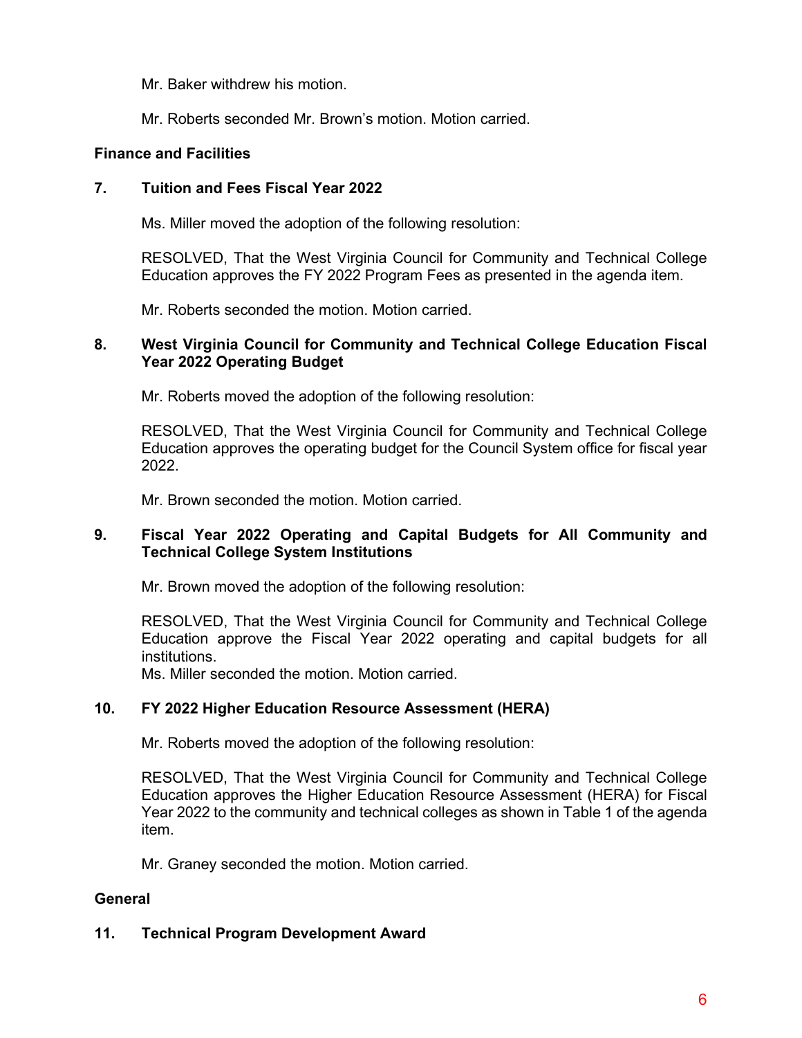Mr. Baker withdrew his motion.

Mr. Roberts seconded Mr. Brown's motion. Motion carried.

**Finance and Facilities**

**7. Tuition and Fees Fiscal Year 2022**

Ms. Miller moved the adoption of the following resolution:

RESOLVED, That the West Virginia Council for Community and Technical College Education approves the FY 2022 Program Fees as presented in the agenda item.

Mr. Roberts seconded the motion. Motion carried.

**8. West Virginia Council for Community and Technical College Education Fiscal Year 2022 Operating Budget**

Mr. Roberts moved the adoption of the following resolution:

RESOLVED, That the West Virginia Council for Community and Technical College Education approves the operating budget for the Council System office for fiscal year 2022.

Mr. Brown seconded the motion. Motion carried.

**9. Fiscal Year 2022 Operating and Capital Budgets for All Community and Technical College System Institutions**

Mr. Brown moved the adoption of the following resolution:

RESOLVED, That the West Virginia Council for Community and Technical College Education approve the Fiscal Year 2022 operating and capital budgets for all institutions.
Ms. Miller seconded the motion. Motion carried.

**10. FY 2022 Higher Education Resource Assessment (HERA)**

Mr. Roberts moved the adoption of the following resolution:

RESOLVED, That the West Virginia Council for Community and Technical College Education approves the Higher Education Resource Assessment (HERA) for Fiscal Year 2022 to the community and technical colleges as shown in Table 1 of the agenda item.

Mr. Graney seconded the motion. Motion carried.

**General**

**11. Technical Program Development Award**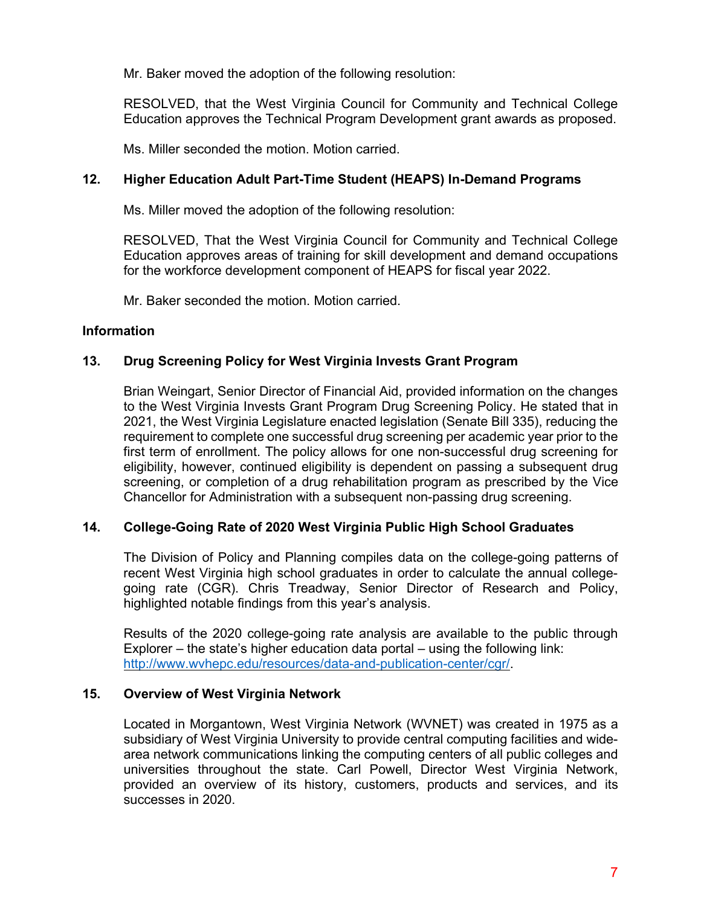Mr. Baker moved the adoption of the following resolution:

RESOLVED, that the West Virginia Council for Community and Technical College Education approves the Technical Program Development grant awards as proposed.

Ms. Miller seconded the motion. Motion carried.

### 12. Higher Education Adult Part-Time Student (HEAPS) In-Demand Programs

Ms. Miller moved the adoption of the following resolution:

RESOLVED, That the West Virginia Council for Community and Technical College Education approves areas of training for skill development and demand occupations for the workforce development component of HEAPS for fiscal year 2022.

Mr. Baker seconded the motion. Motion carried.

## Information

### 13. Drug Screening Policy for West Virginia Invests Grant Program

Brian Weingart, Senior Director of Financial Aid, provided information on the changes to the West Virginia Invests Grant Program Drug Screening Policy. He stated that in 2021, the West Virginia Legislature enacted legislation (Senate Bill 335), reducing the requirement to complete one successful drug screening per academic year prior to the first term of enrollment. The policy allows for one non-successful drug screening for eligibility, however, continued eligibility is dependent on passing a subsequent drug screening, or completion of a drug rehabilitation program as prescribed by the Vice Chancellor for Administration with a subsequent non-passing drug screening.

### 14. College-Going Rate of 2020 West Virginia Public High School Graduates

The Division of Policy and Planning compiles data on the college-going patterns of recent West Virginia high school graduates in order to calculate the annual college-going rate (CGR). Chris Treadway, Senior Director of Research and Policy, highlighted notable findings from this year's analysis.

Results of the 2020 college-going rate analysis are available to the public through Explorer – the state's higher education data portal – using the following link: [http://www.wvhepc.edu/resources/data-and-publication-center/cgr/](http://www.wvhepc.edu/resources/data-and-publication-center/cgr/).

### 15. Overview of West Virginia Network

Located in Morgantown, West Virginia Network (WVNET) was created in 1975 as a subsidiary of West Virginia University to provide central computing facilities and wide-area network communications linking the computing centers of all public colleges and universities throughout the state. Carl Powell, Director West Virginia Network, provided an overview of its history, customers, products and services, and its successes in 2020.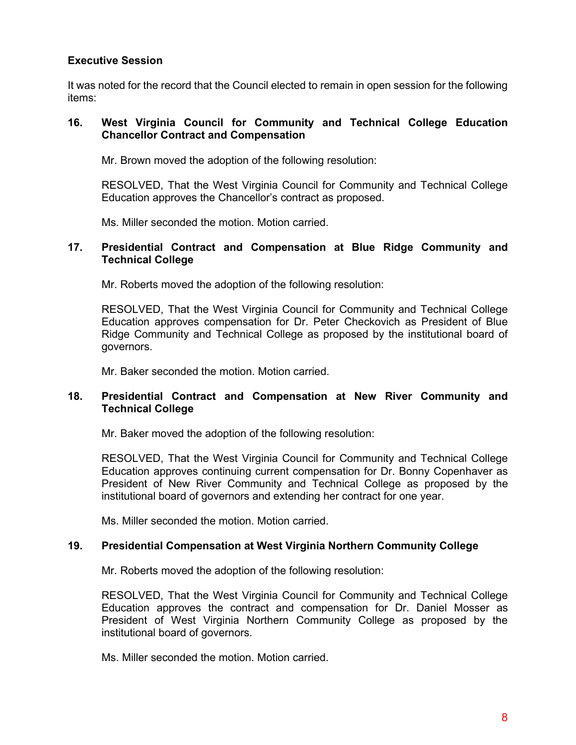**Executive Session**

It was noted for the record that the Council elected to remain in open session for the following items:

**16. West Virginia Council for Community and Technical College Education Chancellor Contract and Compensation**

Mr. Brown moved the adoption of the following resolution:

RESOLVED, That the West Virginia Council for Community and Technical College Education approves the Chancellor's contract as proposed.

Ms. Miller seconded the motion. Motion carried.

**17. Presidential Contract and Compensation at Blue Ridge Community and Technical College**

Mr. Roberts moved the adoption of the following resolution:

RESOLVED, That the West Virginia Council for Community and Technical College Education approves compensation for Dr. Peter Checkovich as President of Blue Ridge Community and Technical College as proposed by the institutional board of governors.

Mr. Baker seconded the motion. Motion carried.

**18. Presidential Contract and Compensation at New River Community and Technical College**

Mr. Baker moved the adoption of the following resolution:

RESOLVED, That the West Virginia Council for Community and Technical College Education approves continuing current compensation for Dr. Bonny Copenhaver as President of New River Community and Technical College as proposed by the institutional board of governors and extending her contract for one year.

Ms. Miller seconded the motion. Motion carried.

**19. Presidential Compensation at West Virginia Northern Community College**

Mr. Roberts moved the adoption of the following resolution:

RESOLVED, That the West Virginia Council for Community and Technical College Education approves the contract and compensation for Dr. Daniel Mosser as President of West Virginia Northern Community College as proposed by the institutional board of governors.

Ms. Miller seconded the motion. Motion carried.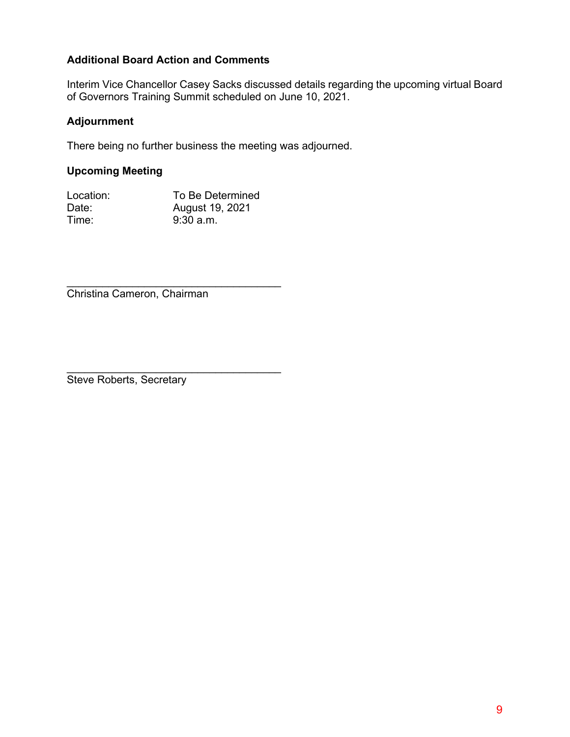**Additional Board Action and Comments**

Interim Vice Chancellor Casey Sacks discussed details regarding the upcoming virtual Board of Governors Training Summit scheduled on June 10, 2021.

**Adjournment**

There being no further business the meeting was adjourned.

**Upcoming Meeting**

| | |
|---|---|
| Location: | To Be Determined |
| Date: | August 19, 2021 |
| Time: | 9:30 a.m. |

_____________________________________
Christina Cameron, Chairman

_____________________________________
Steve Roberts, Secretary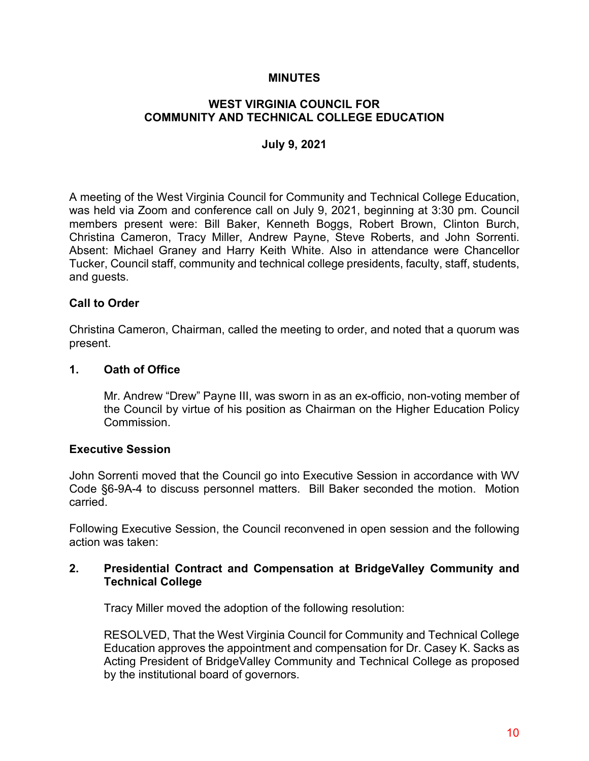**MINUTES**

**WEST VIRGINIA COUNCIL FOR COMMUNITY AND TECHNICAL COLLEGE EDUCATION**

**July 9, 2021**

A meeting of the West Virginia Council for Community and Technical College Education, was held via Zoom and conference call on July 9, 2021, beginning at 3:30 pm. Council members present were: Bill Baker, Kenneth Boggs, Robert Brown, Clinton Burch, Christina Cameron, Tracy Miller, Andrew Payne, Steve Roberts, and John Sorrenti. Absent: Michael Graney and Harry Keith White. Also in attendance were Chancellor Tucker, Council staff, community and technical college presidents, faculty, staff, students, and guests.

**Call to Order**

Christina Cameron, Chairman, called the meeting to order, and noted that a quorum was present.

**1. Oath of Office**

Mr. Andrew "Drew" Payne III, was sworn in as an ex-officio, non-voting member of the Council by virtue of his position as Chairman on the Higher Education Policy Commission.

**Executive Session**

John Sorrenti moved that the Council go into Executive Session in accordance with WV Code §6-9A-4 to discuss personnel matters. Bill Baker seconded the motion. Motion carried.

Following Executive Session, the Council reconvened in open session and the following action was taken:

**2. Presidential Contract and Compensation at BridgeValley Community and Technical College**

Tracy Miller moved the adoption of the following resolution:

RESOLVED, That the West Virginia Council for Community and Technical College Education approves the appointment and compensation for Dr. Casey K. Sacks as Acting President of BridgeValley Community and Technical College as proposed by the institutional board of governors.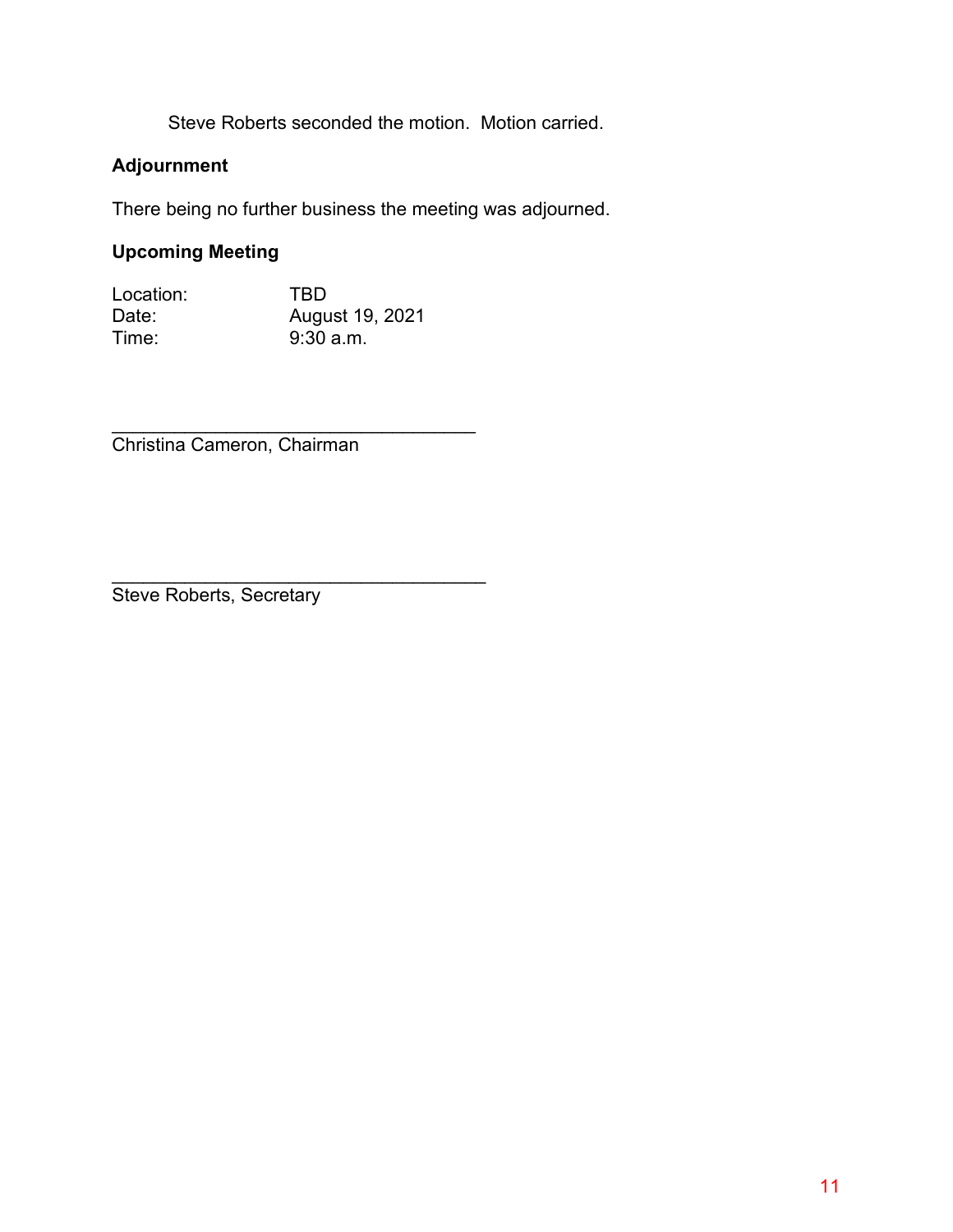Steve Roberts seconded the motion. Motion carried.

**Adjournment**

There being no further business the meeting was adjourned.

**Upcoming Meeting**

| | |
|---|---|
| Location: | TBD |
| Date: | August 19, 2021 |
| Time: | 9:30 a.m. |

\_\_\_\_\_\_\_\_\_\_\_\_\_\_\_\_\_\_\_\_\_\_\_\_\_\_\_\_\_\_\_\_\_\_\_\_

Christina Cameron, Chairman

\_\_\_\_\_\_\_\_\_\_\_\_\_\_\_\_\_\_\_\_\_\_\_\_\_\_\_\_\_\_\_\_\_\_\_\_\_

Steve Roberts, Secretary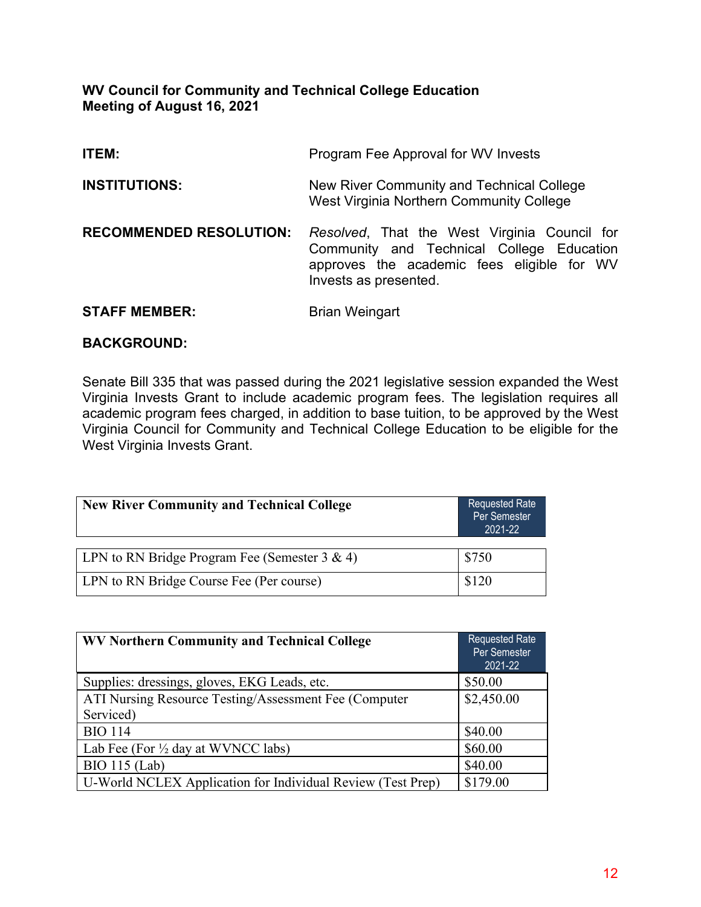**WV Council for Community and Technical College Education**
**Meeting of August 16, 2021**

**ITEM:** Program Fee Approval for WV Invests

**INSTITUTIONS:** New River Community and Technical College
West Virginia Northern Community College

**RECOMMENDED RESOLUTION:** *Resolved*, That the West Virginia Council for Community and Technical College Education approves the academic fees eligible for WV Invests as presented.

**STAFF MEMBER:** Brian Weingart

**BACKGROUND:**

Senate Bill 335 that was passed during the 2021 legislative session expanded the West Virginia Invests Grant to include academic program fees. The legislation requires all academic program fees charged, in addition to base tuition, to be approved by the West Virginia Council for Community and Technical College Education to be eligible for the West Virginia Invests Grant.

| New River Community and Technical College | Requested Rate Per Semester 2021-22 |
|---|---|
| LPN to RN Bridge Program Fee (Semester 3 & 4) | $750 |
| LPN to RN Bridge Course Fee (Per course) | $120 |

| WV Northern Community and Technical College | Requested Rate Per Semester 2021-22 |
|---|---|
| Supplies: dressings, gloves, EKG Leads, etc. | $50.00 |
| ATI Nursing Resource Testing/Assessment Fee (Computer Serviced) | $2,450.00 |
| BIO 114 | $40.00 |
| Lab Fee (For ½ day at WVNCC labs) | $60.00 |
| BIO 115 (Lab) | $40.00 |
| U-World NCLEX Application for Individual Review (Test Prep) | $179.00 |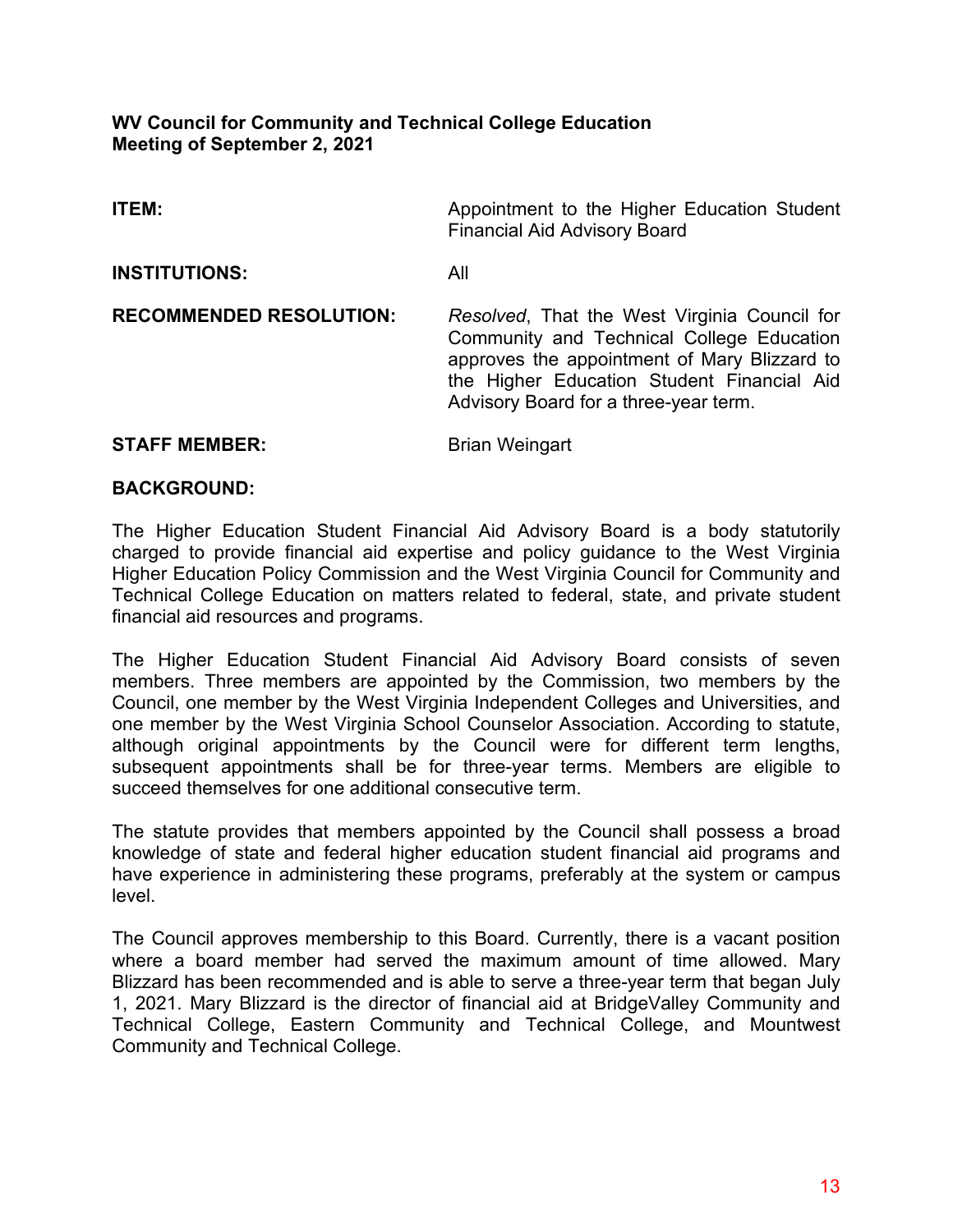**WV Council for Community and Technical College Education**
**Meeting of September 2, 2021**

| | |
|---|---|
| **ITEM:** | Appointment to the Higher Education Student Financial Aid Advisory Board |
| **INSTITUTIONS:** | All |
| **RECOMMENDED RESOLUTION:** | *Resolved*, That the West Virginia Council for Community and Technical College Education approves the appointment of Mary Blizzard to the Higher Education Student Financial Aid Advisory Board for a three-year term. |
| **STAFF MEMBER:** | Brian Weingart |

**BACKGROUND:**

The Higher Education Student Financial Aid Advisory Board is a body statutorily charged to provide financial aid expertise and policy guidance to the West Virginia Higher Education Policy Commission and the West Virginia Council for Community and Technical College Education on matters related to federal, state, and private student financial aid resources and programs.

The Higher Education Student Financial Aid Advisory Board consists of seven members. Three members are appointed by the Commission, two members by the Council, one member by the West Virginia Independent Colleges and Universities, and one member by the West Virginia School Counselor Association. According to statute, although original appointments by the Council were for different term lengths, subsequent appointments shall be for three-year terms. Members are eligible to succeed themselves for one additional consecutive term.

The statute provides that members appointed by the Council shall possess a broad knowledge of state and federal higher education student financial aid programs and have experience in administering these programs, preferably at the system or campus level.

The Council approves membership to this Board. Currently, there is a vacant position where a board member had served the maximum amount of time allowed. Mary Blizzard has been recommended and is able to serve a three-year term that began July 1, 2021. Mary Blizzard is the director of financial aid at BridgeValley Community and Technical College, Eastern Community and Technical College, and Mountwest Community and Technical College.